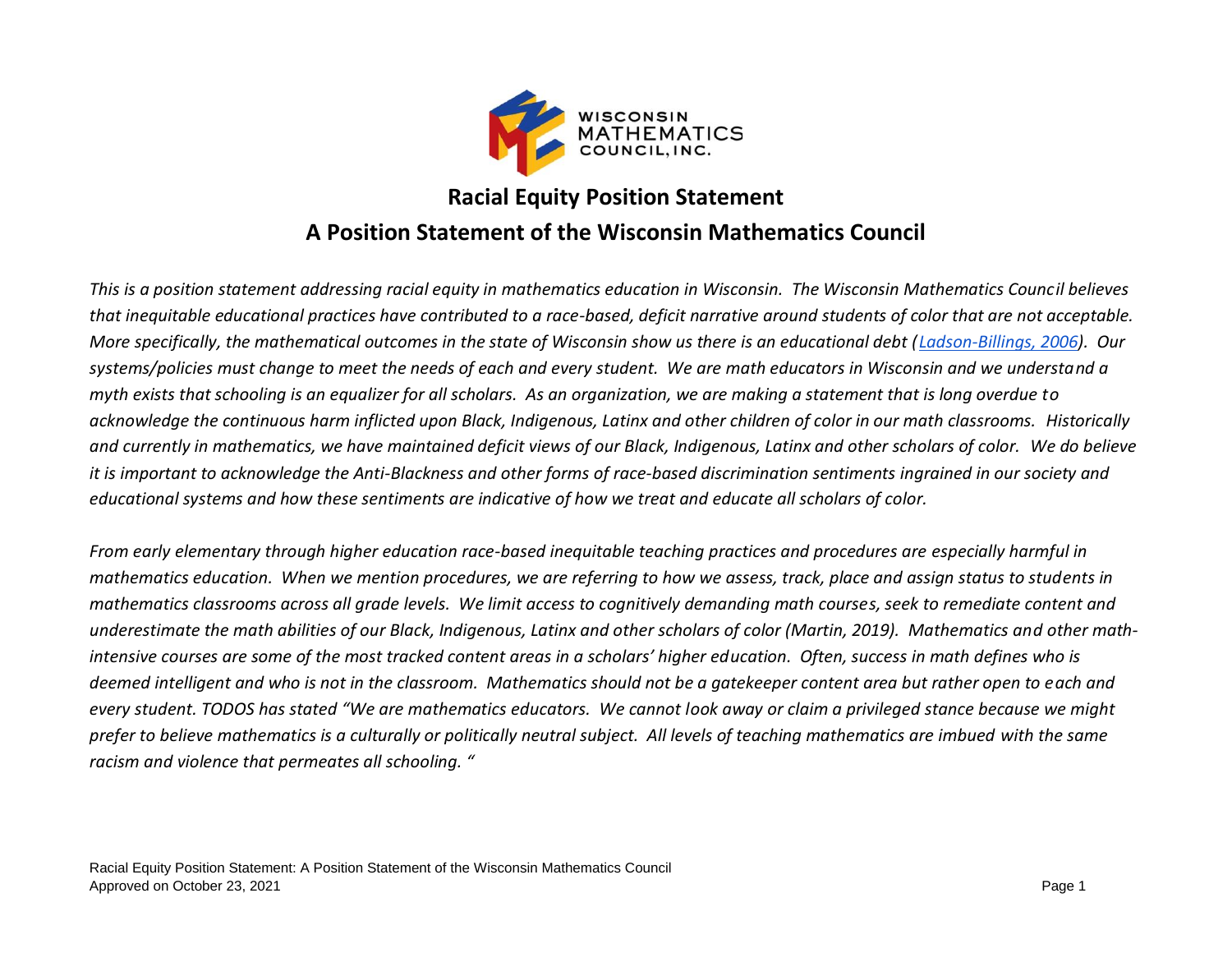WISCONSIN MATHEMATICS COUNCIL, INC.

# Racial Equity Position Statement

## A Position Statement of the Wisconsin Mathematics Council

*This is a position statement addressing racial equity in mathematics education in Wisconsin. The Wisconsin Mathematics Council believes that inequitable educational practices have contributed to a race-based, deficit narrative around students of color that are not acceptable. More specifically, the mathematical outcomes in the state of Wisconsin show us there is an educational debt ([Ladson-Billings, 2006]). Our systems/policies must change to meet the needs of each and every student. We are math educators in Wisconsin and we understand a myth exists that schooling is an equalizer for all scholars. As an organization, we are making a statement that is long overdue to acknowledge the continuous harm inflicted upon Black, Indigenous, Latinx and other children of color in our math classrooms. Historically and currently in mathematics, we have maintained deficit views of our Black, Indigenous, Latinx and other scholars of color. We do believe it is important to acknowledge the Anti-Blackness and other forms of race-based discrimination sentiments ingrained in our society and educational systems and how these sentiments are indicative of how we treat and educate all scholars of color.*

*From early elementary through higher education race-based inequitable teaching practices and procedures are especially harmful in mathematics education. When we mention procedures, we are referring to how we assess, track, place and assign status to students in mathematics classrooms across all grade levels. We limit access to cognitively demanding math courses, seek to remediate content and underestimate the math abilities of our Black, Indigenous, Latinx and other scholars of color (Martin, 2019). Mathematics and other math-intensive courses are some of the most tracked content areas in a scholars' higher education. Often, success in math defines who is deemed intelligent and who is not in the classroom. Mathematics should not be a gatekeeper content area but rather open to each and every student. TODOS has stated "We are mathematics educators. We cannot look away or claim a privileged stance because we might prefer to believe mathematics is a culturally or politically neutral subject. All levels of teaching mathematics are imbued with the same racism and violence that permeates all schooling. "*

Racial Equity Position Statement: A Position Statement of the Wisconsin Mathematics Council
Approved on October 23, 2021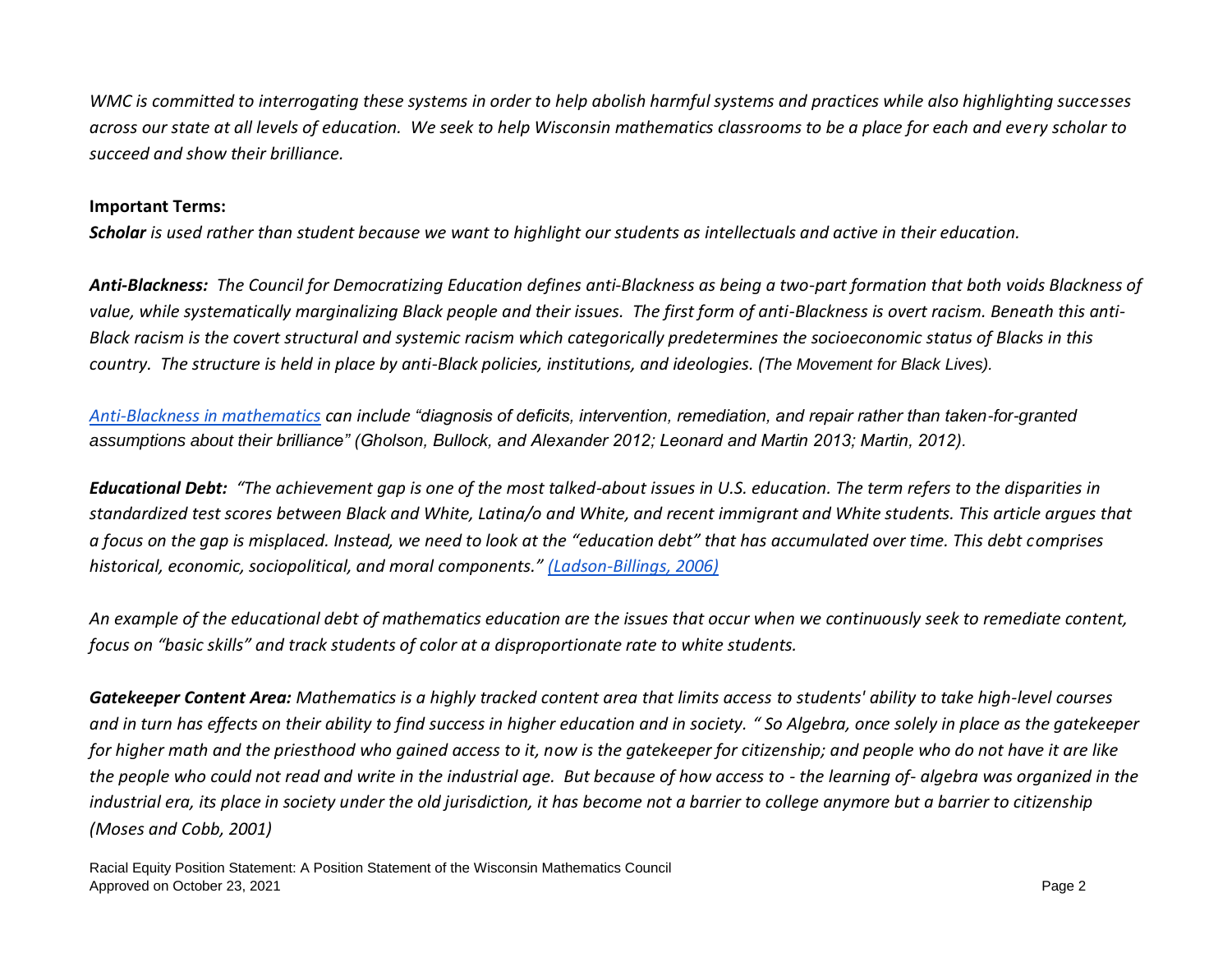*WMC is committed to interrogating these systems in order to help abolish harmful systems and practices while also highlighting successes across our state at all levels of education. We seek to help Wisconsin mathematics classrooms to be a place for each and every scholar to succeed and show their brilliance.*

**Important Terms:**

***Scholar*** *is used rather than student because we want to highlight our students as intellectuals and active in their education.*

***Anti-Blackness:*** *The Council for Democratizing Education defines anti-Blackness as being a two-part formation that both voids Blackness of value, while systematically marginalizing Black people and their issues. The first form of anti-Blackness is overt racism. Beneath this anti-Black racism is the covert structural and systemic racism which categorically predetermines the socioeconomic status of Blacks in this country. The structure is held in place by anti-Black policies, institutions, and ideologies. (The Movement for Black Lives).*

*Anti-Blackness in mathematics can include "diagnosis of deficits, intervention, remediation, and repair rather than taken-for-granted assumptions about their brilliance" (Gholson, Bullock, and Alexander 2012; Leonard and Martin 2013; Martin, 2012).*

***Educational Debt:*** *"The achievement gap is one of the most talked-about issues in U.S. education. The term refers to the disparities in standardized test scores between Black and White, Latina/o and White, and recent immigrant and White students. This article argues that a focus on the gap is misplaced. Instead, we need to look at the "education debt" that has accumulated over time. This debt comprises historical, economic, sociopolitical, and moral components." (Ladson-Billings, 2006)*

*An example of the educational debt of mathematics education are the issues that occur when we continuously seek to remediate content, focus on "basic skills" and track students of color at a disproportionate rate to white students.*

***Gatekeeper Content Area:*** *Mathematics is a highly tracked content area that limits access to students' ability to take high-level courses and in turn has effects on their ability to find success in higher education and in society. " So Algebra, once solely in place as the gatekeeper for higher math and the priesthood who gained access to it, now is the gatekeeper for citizenship; and people who do not have it are like the people who could not read and write in the industrial age. But because of how access to - the learning of- algebra was organized in the industrial era, its place in society under the old jurisdiction, it has become not a barrier to college anymore but a barrier to citizenship (Moses and Cobb, 2001)*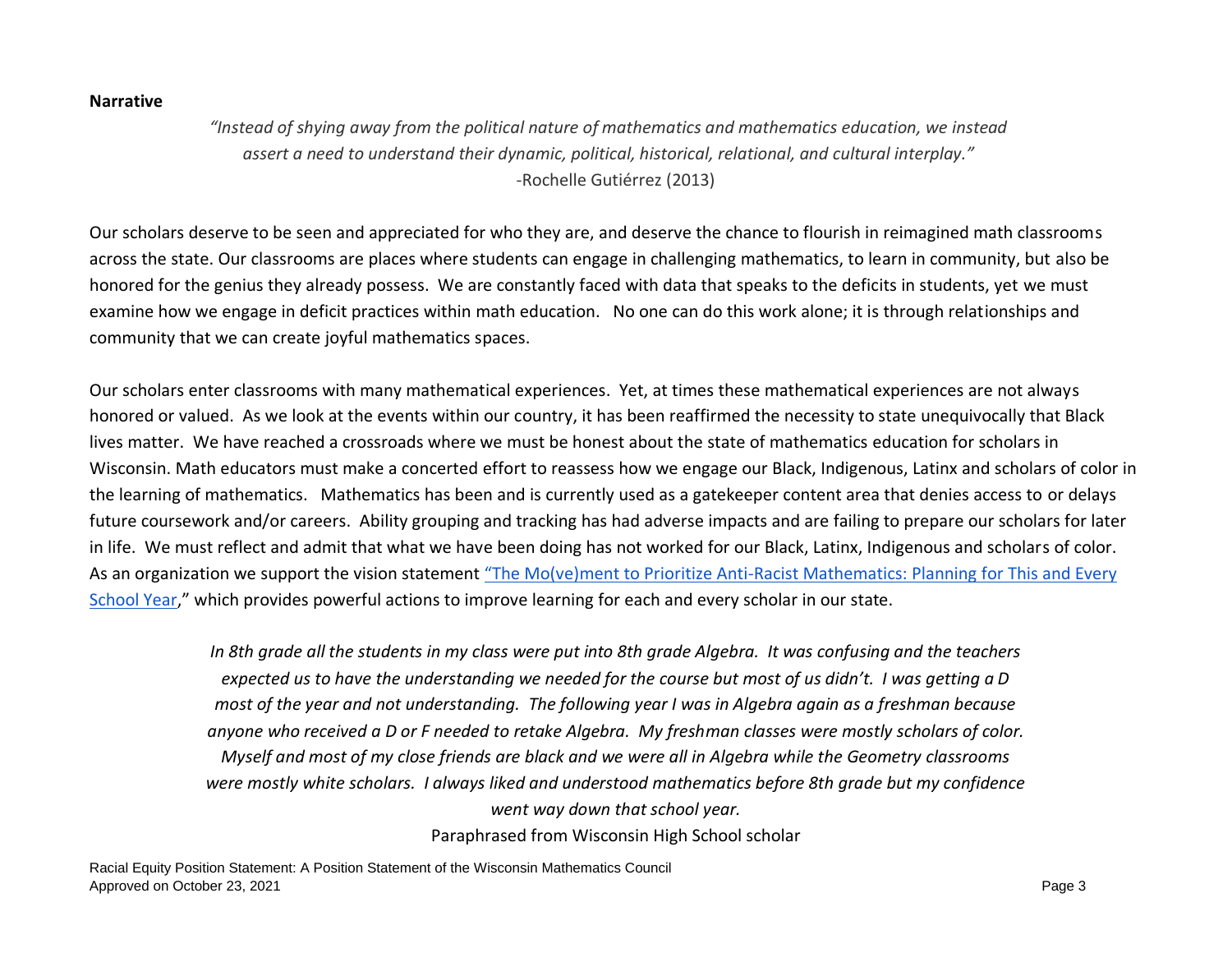**Narrative**

*"Instead of shying away from the political nature of mathematics and mathematics education, we instead assert a need to understand their dynamic, political, historical, relational, and cultural interplay."*
-Rochelle Gutiérrez (2013)

Our scholars deserve to be seen and appreciated for who they are, and deserve the chance to flourish in reimagined math classrooms across the state. Our classrooms are places where students can engage in challenging mathematics, to learn in community, but also be honored for the genius they already possess. We are constantly faced with data that speaks to the deficits in students, yet we must examine how we engage in deficit practices within math education. No one can do this work alone; it is through relationships and community that we can create joyful mathematics spaces.

Our scholars enter classrooms with many mathematical experiences. Yet, at times these mathematical experiences are not always honored or valued. As we look at the events within our country, it has been reaffirmed the necessity to state unequivocally that Black lives matter. We have reached a crossroads where we must be honest about the state of mathematics education for scholars in Wisconsin. Math educators must make a concerted effort to reassess how we engage our Black, Indigenous, Latinx and scholars of color in the learning of mathematics. Mathematics has been and is currently used as a gatekeeper content area that denies access to or delays future coursework and/or careers. Ability grouping and tracking has had adverse impacts and are failing to prepare our scholars for later in life. We must reflect and admit that what we have been doing has not worked for our Black, Latinx, Indigenous and scholars of color. As an organization we support the vision statement "The Mo(ve)ment to Prioritize Anti-Racist Mathematics: Planning for This and Every School Year," which provides powerful actions to improve learning for each and every scholar in our state.

*In 8th grade all the students in my class were put into 8th grade Algebra. It was confusing and the teachers expected us to have the understanding we needed for the course but most of us didn't. I was getting a D most of the year and not understanding. The following year I was in Algebra again as a freshman because anyone who received a D or F needed to retake Algebra. My freshman classes were mostly scholars of color. Myself and most of my close friends are black and we were all in Algebra while the Geometry classrooms were mostly white scholars. I always liked and understood mathematics before 8th grade but my confidence went way down that school year.*
Paraphrased from Wisconsin High School scholar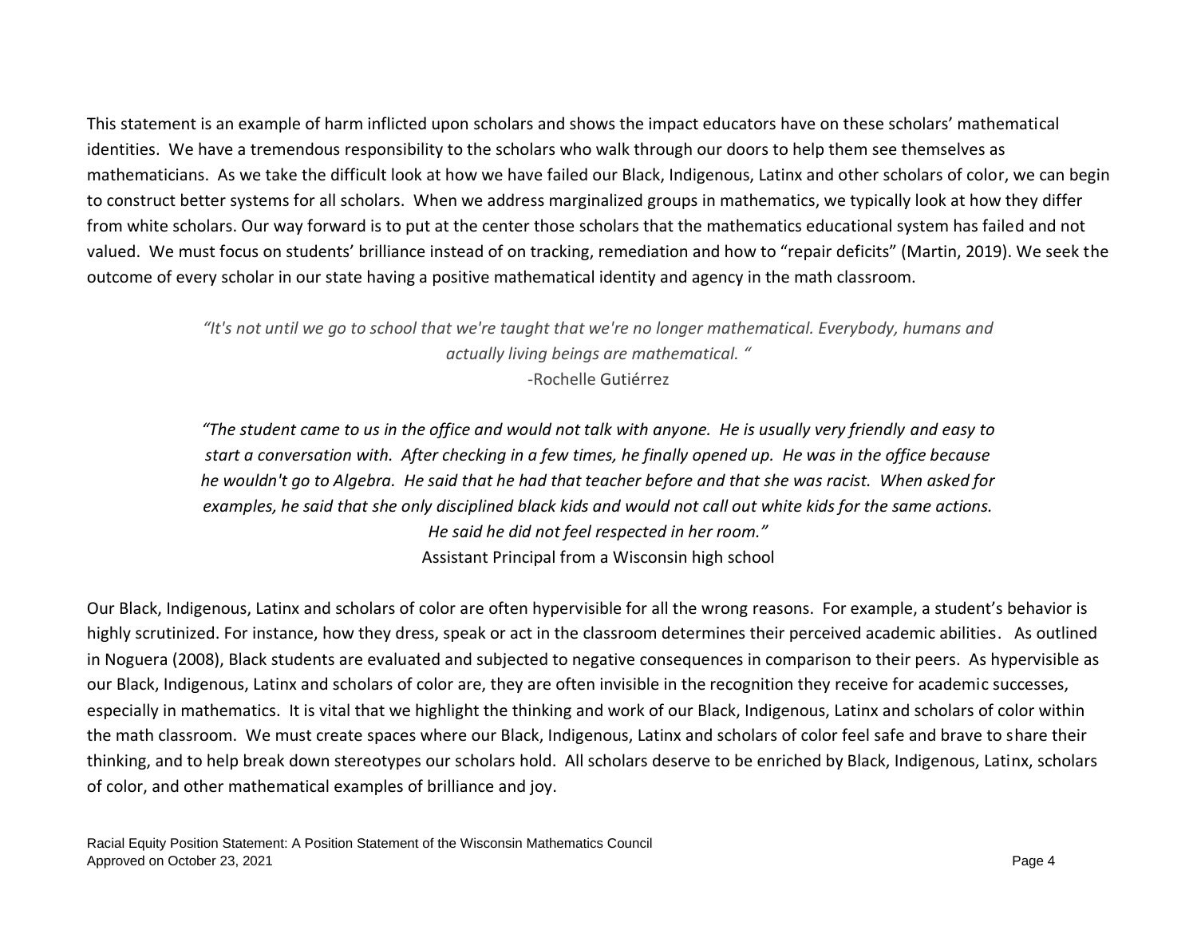This statement is an example of harm inflicted upon scholars and shows the impact educators have on these scholars' mathematical identities. We have a tremendous responsibility to the scholars who walk through our doors to help them see themselves as mathematicians. As we take the difficult look at how we have failed our Black, Indigenous, Latinx and other scholars of color, we can begin to construct better systems for all scholars. When we address marginalized groups in mathematics, we typically look at how they differ from white scholars. Our way forward is to put at the center those scholars that the mathematics educational system has failed and not valued. We must focus on students' brilliance instead of on tracking, remediation and how to "repair deficits" (Martin, 2019). We seek the outcome of every scholar in our state having a positive mathematical identity and agency in the math classroom.

> *"It's not until we go to school that we're taught that we're no longer mathematical. Everybody, humans and actually living beings are mathematical. "*
>
> -Rochelle Gutiérrez

> *"The student came to us in the office and would not talk with anyone. He is usually very friendly and easy to start a conversation with. After checking in a few times, he finally opened up. He was in the office because he wouldn't go to Algebra. He said that he had that teacher before and that she was racist. When asked for examples, he said that she only disciplined black kids and would not call out white kids for the same actions. He said he did not feel respected in her room."*
>
> Assistant Principal from a Wisconsin high school

Our Black, Indigenous, Latinx and scholars of color are often hypervisible for all the wrong reasons. For example, a student's behavior is highly scrutinized. For instance, how they dress, speak or act in the classroom determines their perceived academic abilities. As outlined in Noguera (2008), Black students are evaluated and subjected to negative consequences in comparison to their peers. As hypervisible as our Black, Indigenous, Latinx and scholars of color are, they are often invisible in the recognition they receive for academic successes, especially in mathematics. It is vital that we highlight the thinking and work of our Black, Indigenous, Latinx and scholars of color within the math classroom. We must create spaces where our Black, Indigenous, Latinx and scholars of color feel safe and brave to share their thinking, and to help break down stereotypes our scholars hold. All scholars deserve to be enriched by Black, Indigenous, Latinx, scholars of color, and other mathematical examples of brilliance and joy.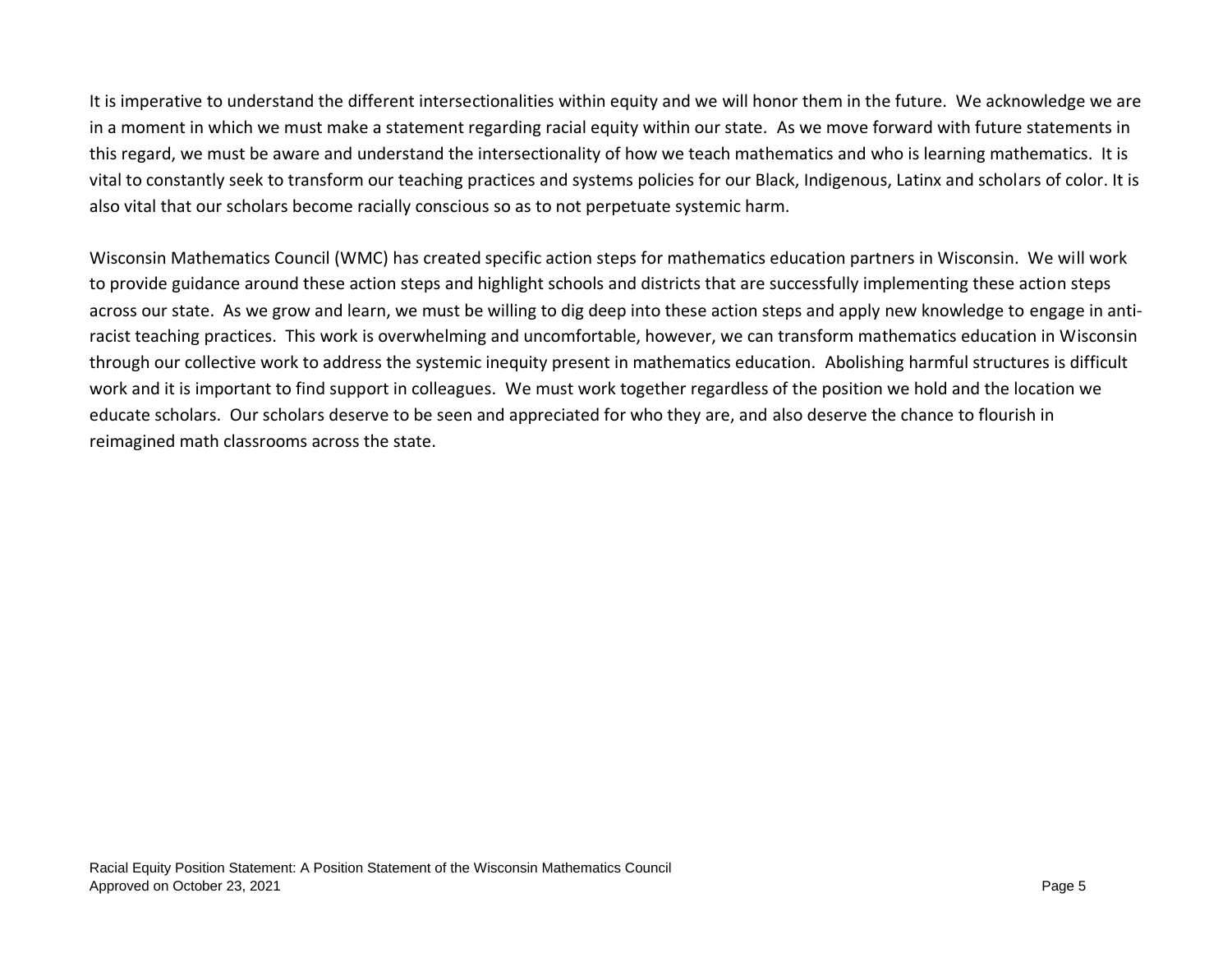It is imperative to understand the different intersectionalities within equity and we will honor them in the future. We acknowledge we are in a moment in which we must make a statement regarding racial equity within our state. As we move forward with future statements in this regard, we must be aware and understand the intersectionality of how we teach mathematics and who is learning mathematics. It is vital to constantly seek to transform our teaching practices and systems policies for our Black, Indigenous, Latinx and scholars of color. It is also vital that our scholars become racially conscious so as to not perpetuate systemic harm.

Wisconsin Mathematics Council (WMC) has created specific action steps for mathematics education partners in Wisconsin. We will work to provide guidance around these action steps and highlight schools and districts that are successfully implementing these action steps across our state. As we grow and learn, we must be willing to dig deep into these action steps and apply new knowledge to engage in anti-racist teaching practices. This work is overwhelming and uncomfortable, however, we can transform mathematics education in Wisconsin through our collective work to address the systemic inequity present in mathematics education. Abolishing harmful structures is difficult work and it is important to find support in colleagues. We must work together regardless of the position we hold and the location we educate scholars. Our scholars deserve to be seen and appreciated for who they are, and also deserve the chance to flourish in reimagined math classrooms across the state.